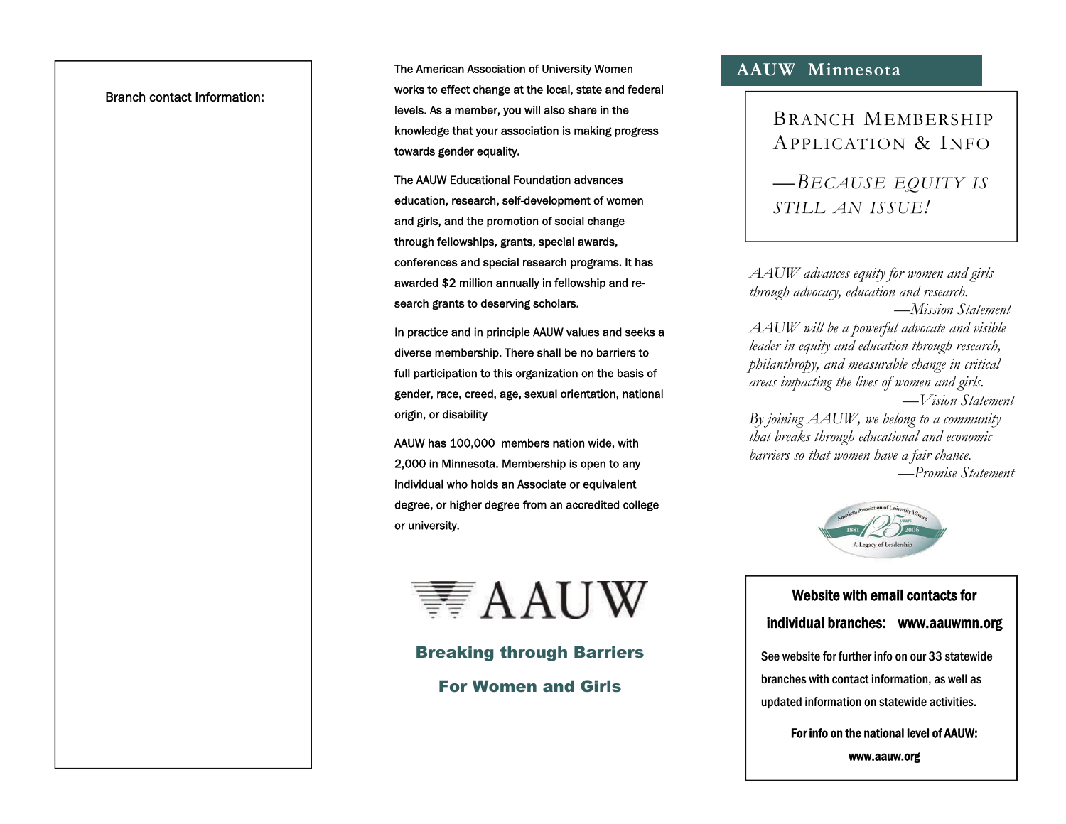Branch contact Information:

The American Association of University Women works to effect change at the local, state and federal levels. As a member, you will also share in the knowledge that your association is making progress towards gender equality.

The AAUW Educational Foundation advances education, research, self-development of women and girls, and the promotion of social change through fellowships, grants, special awards, conferences and special research programs. It has awarded $2 million annually in fellowship and research grants to deserving scholars.

In practice and in principle AAUW values and seeks a diverse membership. There shall be no barriers to full participation to this organization on the basis of gender, race, creed, age, sexual orientation, national origin, or disability

AAUW has 100,000 members nation wide, with 2,000 in Minnesota. Membership is open to any individual who holds an Associate or equivalent degree, or higher degree from an accredited college or university.

AAUW

**Breaking through Barriers**

**For Women and Girls**

## AAUW Minnesota

# Branch Membership Application & Info

*—Because equity is still an issue!*

*AAUW advances equity for women and girls through advocacy, education and research.*
*—Mission Statement*

*AAUW will be a powerful advocate and visible leader in equity and education through research, philanthropy, and measurable change in critical areas impacting the lives of women and girls.*
*—Vision Statement*

*By joining AAUW, we belong to a community that breaks through educational and economic barriers so that women have a fair chance.*
*—Promise Statement*

American Association of University Women
1881 125 years 2006
A Legacy of Leadership

**Website with email contacts for individual branches: www.aauwmn.org**

See website for further info on our 33 statewide branches with contact information, as well as updated information on statewide activities.

**For info on the national level of AAUW:**

**www.aauw.org**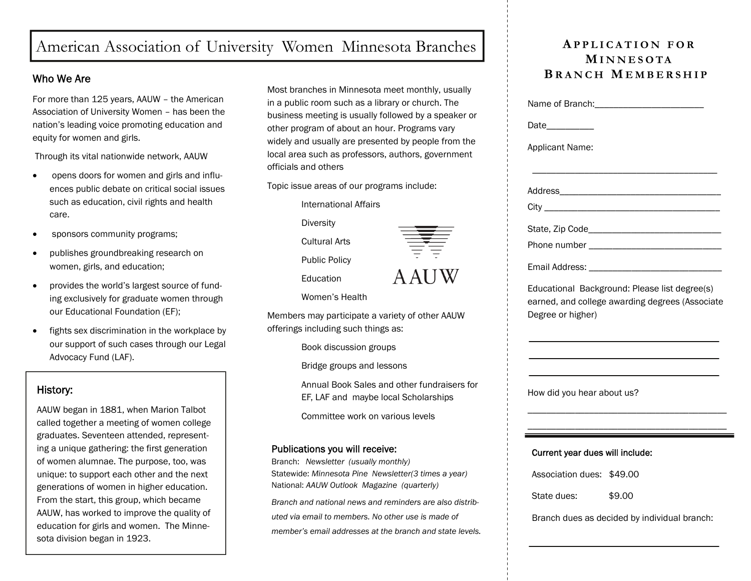# American Association of University Women Minnesota Branches

## Who We Are

For more than 125 years, AAUW – the American Association of University Women – has been the nation's leading voice promoting education and equity for women and girls.

Through its vital nationwide network, AAUW

- opens doors for women and girls and influences public debate on critical social issues such as education, civil rights and health care.
- sponsors community programs;
- publishes groundbreaking research on women, girls, and education;
- provides the world's largest source of funding exclusively for graduate women through our Educational Foundation (EF);
- fights sex discrimination in the workplace by our support of such cases through our Legal Advocacy Fund (LAF).

### History:

AAUW began in 1881, when Marion Talbot called together a meeting of women college graduates. Seventeen attended, representing a unique gathering: the first generation of women alumnae. The purpose, too, was unique: to support each other and the next generations of women in higher education. From the start, this group, which became AAUW, has worked to improve the quality of education for girls and women. The Minnesota division began in 1923.

Most branches in Minnesota meet monthly, usually in a public room such as a library or church. The business meeting is usually followed by a speaker or other program of about an hour. Programs vary widely and usually are presented by people from the local area such as professors, authors, government officials and others

Topic issue areas of our programs include:

- International Affairs
- Diversity
- Cultural Arts
- Public Policy
- Education
- Women's Health

AAUW

Members may participate a variety of other AAUW offerings including such things as:

- Book discussion groups
- Bridge groups and lessons
- Annual Book Sales and other fundraisers for EF, LAF and maybe local Scholarships
- Committee work on various levels

### Publications you will receive:

Branch: *Newsletter (usually monthly)*
Statewide: *Minnesota Pine Newsletter(3 times a year)*
National: *AAUW Outlook Magazine (quarterly)*

*Branch and national news and reminders are also distributed via email to members. No other use is made of member's email addresses at the branch and state levels.*

## Application for Minnesota Branch Membership

Name of Branch:_______________________

Date__________

Applicant Name:

_______________________________________

Address___________________________________

City _____________________________________

State, Zip Code____________________________

Phone number ____________________________

Email Address: ____________________________

Educational Background: Please list degree(s) earned, and college awarding degrees (Associate Degree or higher)

_______________________________________

_______________________________________

_______________________________________

How did you hear about us?

_______________________________________

_______________________________________

### Current year dues will include:

Association dues: $49.00

State dues: $9.00

Branch dues as decided by individual branch:

_______________________________________